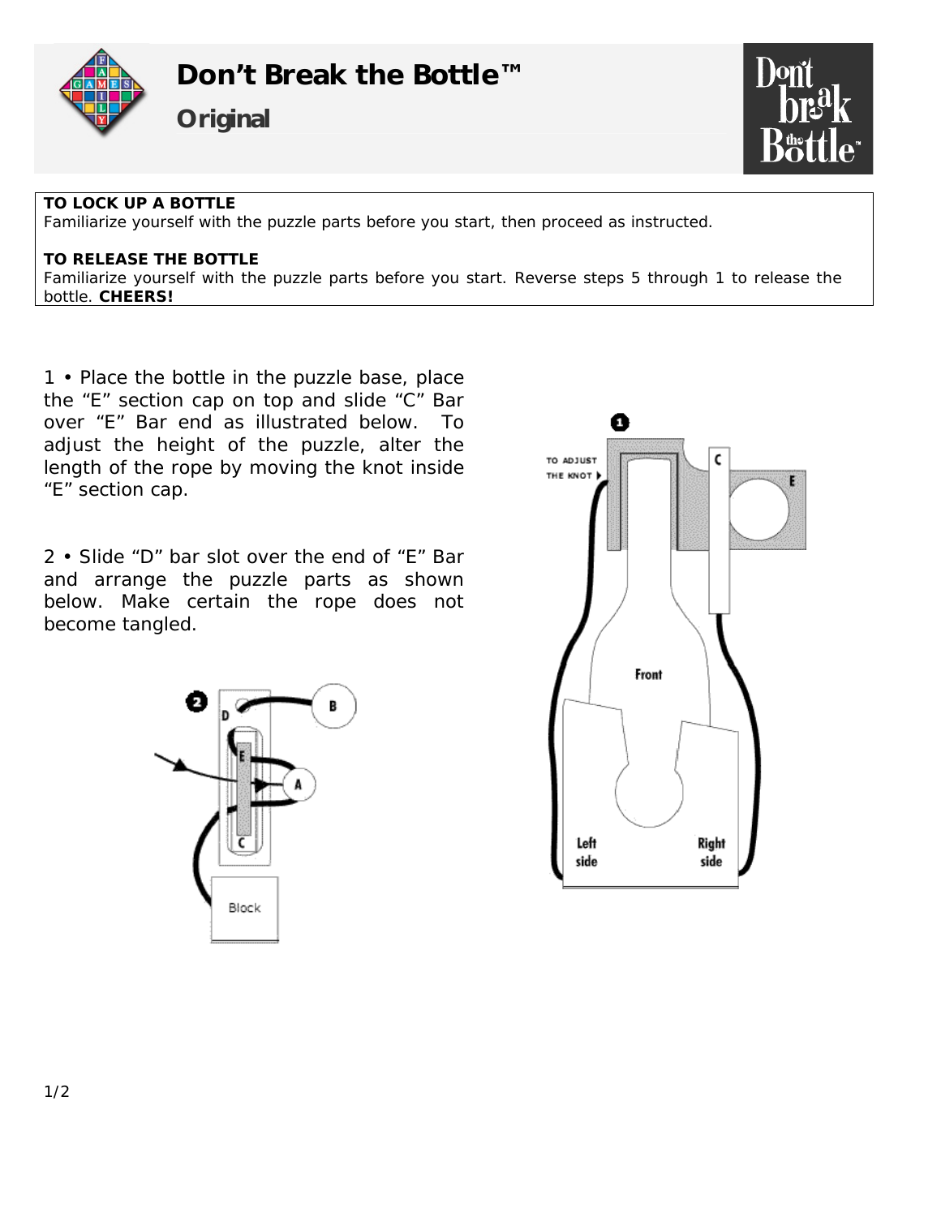# Don't Break the Bottle™

## Original

**TO LOCK UP A BOTTLE**
Familiarize yourself with the puzzle parts before you start, then proceed as instructed.

**TO RELEASE THE BOTTLE**
Familiarize yourself with the puzzle parts before you start. Reverse steps 5 through 1 to release the bottle. **CHEERS!**

1 • Place the bottle in the puzzle base, place the "E" section cap on top and slide "C" Bar over "E" Bar end as illustrated below. To adjust the height of the puzzle, alter the length of the rope by moving the knot inside "E" section cap.

2 • Slide "D" bar slot over the end of "E" Bar and arrange the puzzle parts as shown below. Make certain the rope does not become tangled.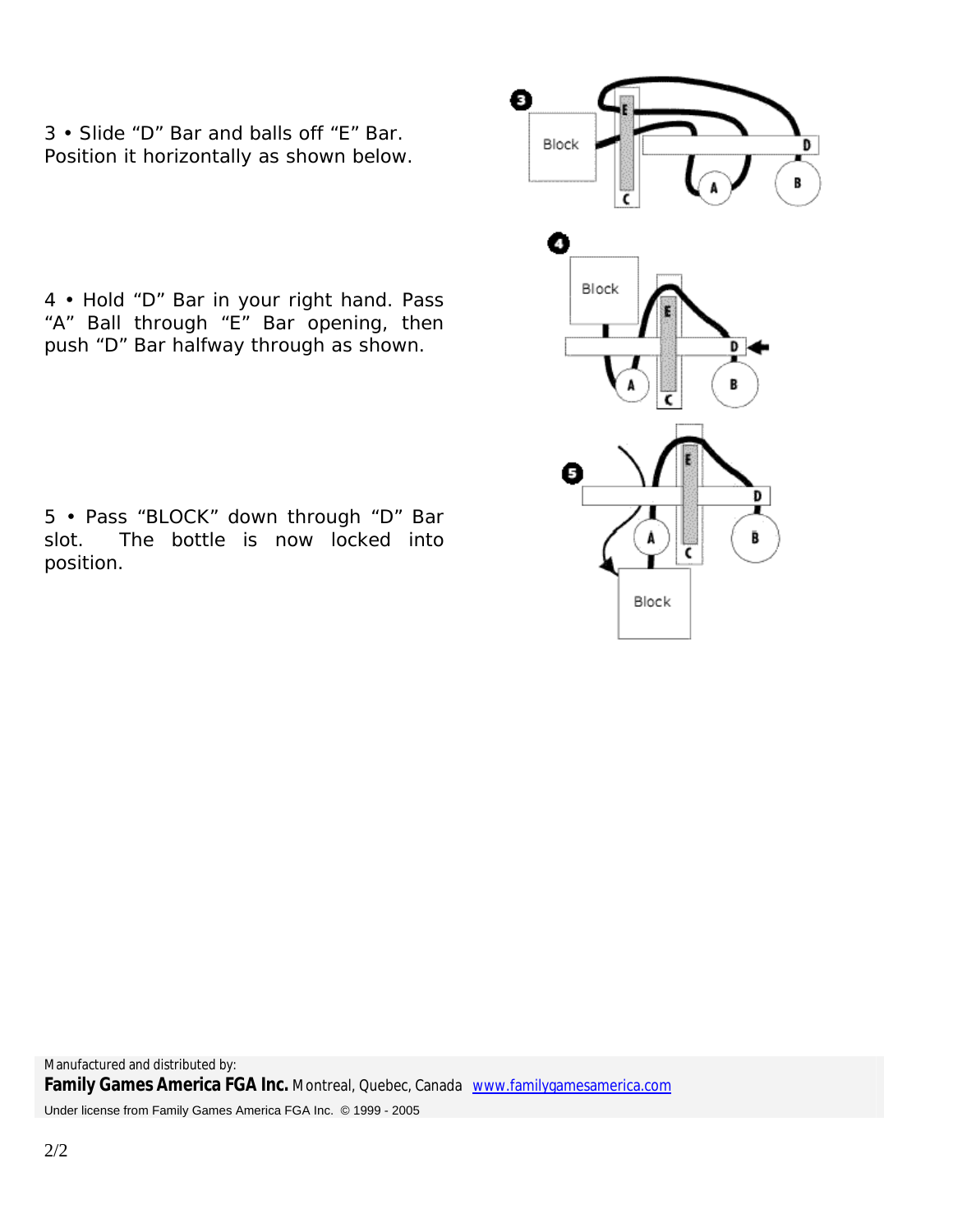3 • Slide "D" Bar and balls off "E" Bar. Position it horizontally as shown below.

4 • Hold "D" Bar in your right hand. Pass "A" Ball through "E" Bar opening, then push "D" Bar halfway through as shown.

5 • Pass "BLOCK" down through "D" Bar slot. The bottle is now locked into position.

Manufactured and distributed by:
**Family Games America FGA Inc.** Montreal, Quebec, Canada [www.familygamesamerica.com](http://www.familygamesamerica.com)
Under license from Family Games America FGA Inc. © 1999 - 2005